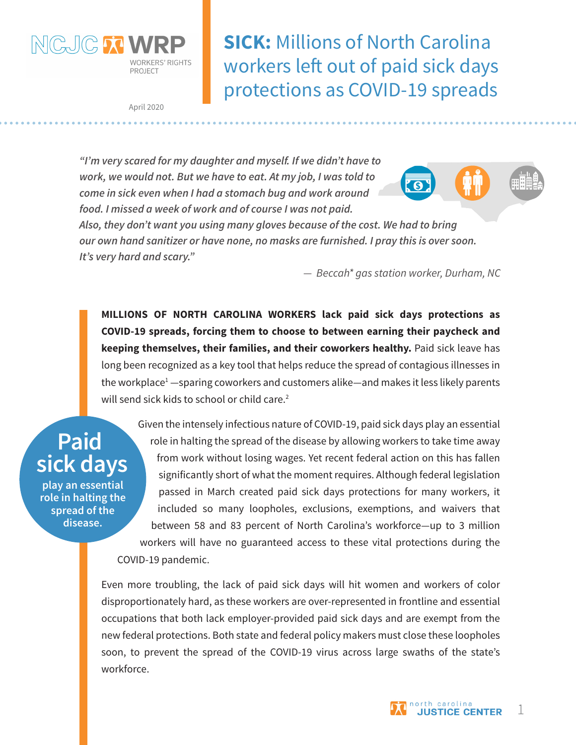NCJC WRP WORKERS' RIGHTS PROJECT

April 2020

# SICK: Millions of North Carolina workers left out of paid sick days protections as COVID-19 spreads

*"I'm very scared for my daughter and myself. If we didn't have to work, we would not. But we have to eat. At my job, I was told to come in sick even when I had a stomach bug and work around food. I missed a week of work and of course I was not paid. Also, they don't want you using many gloves because of the cost. We had to bring our own hand sanitizer or have none, no masks are furnished. I pray this is over soon. It's very hard and scary."*

— *Beccah\* gas station worker, Durham, NC*

**MILLIONS OF NORTH CAROLINA WORKERS lack paid sick days protections as COVID-19 spreads, forcing them to choose to between earning their paycheck and keeping themselves, their families, and their coworkers healthy.** Paid sick leave has long been recognized as a key tool that helps reduce the spread of contagious illnesses in the workplace[1] —sparing coworkers and customers alike—and makes it less likely parents will send sick kids to school or child care.[2]

**Paid sick days play an essential role in halting the spread of the disease.**

Given the intensely infectious nature of COVID-19, paid sick days play an essential role in halting the spread of the disease by allowing workers to take time away from work without losing wages. Yet recent federal action on this has fallen significantly short of what the moment requires. Although federal legislation passed in March created paid sick days protections for many workers, it included so many loopholes, exclusions, exemptions, and waivers that between 58 and 83 percent of North Carolina's workforce—up to 3 million workers will have no guaranteed access to these vital protections during the COVID-19 pandemic.

Even more troubling, the lack of paid sick days will hit women and workers of color disproportionately hard, as these workers are over-represented in frontline and essential occupations that both lack employer-provided paid sick days and are exempt from the new federal protections. Both state and federal policy makers must close these loopholes soon, to prevent the spread of the COVID-19 virus across large swaths of the state's workforce.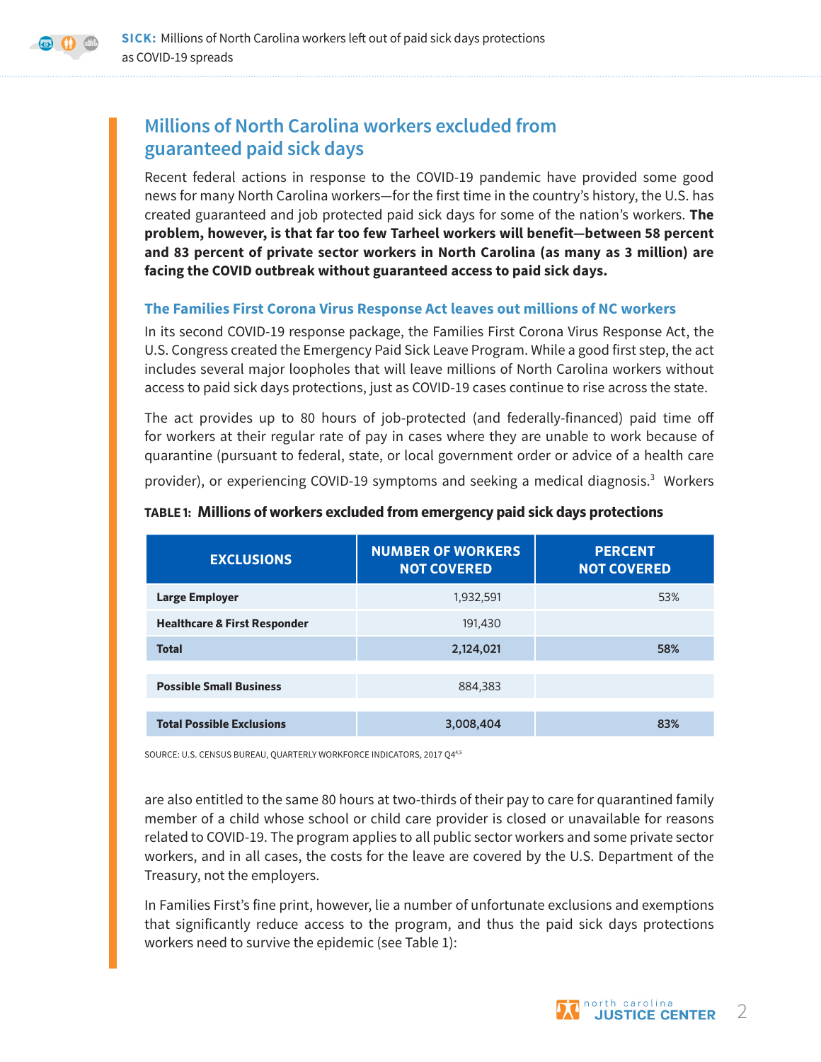## Millions of North Carolina workers excluded from guaranteed paid sick days

Recent federal actions in response to the COVID-19 pandemic have provided some good news for many North Carolina workers—for the first time in the country's history, the U.S. has created guaranteed and job protected paid sick days for some of the nation's workers. **The problem, however, is that far too few Tarheel workers will benefit—between 58 percent and 83 percent of private sector workers in North Carolina (as many as 3 million) are facing the COVID outbreak without guaranteed access to paid sick days.**

### The Families First Corona Virus Response Act leaves out millions of NC workers

In its second COVID-19 response package, the Families First Corona Virus Response Act, the U.S. Congress created the Emergency Paid Sick Leave Program. While a good first step, the act includes several major loopholes that will leave millions of North Carolina workers without access to paid sick days protections, just as COVID-19 cases continue to rise across the state.

The act provides up to 80 hours of job-protected (and federally-financed) paid time off for workers at their regular rate of pay in cases where they are unable to work because of quarantine (pursuant to federal, state, or local government order or advice of a health care provider), or experiencing COVID-19 symptoms and seeking a medical diagnosis.[3] Workers are also entitled to the same 80 hours at two-thirds of their pay to care for quarantined family member of a child whose school or child care provider is closed or unavailable for reasons related to COVID-19. The program applies to all public sector workers and some private sector workers, and in all cases, the costs for the leave are covered by the U.S. Department of the Treasury, not the employers.

**TABLE 1: Millions of workers excluded from emergency paid sick days protections**

| EXCLUSIONS | NUMBER OF WORKERS NOT COVERED | PERCENT NOT COVERED |
|---|---|---|
| **Large Employer** | 1,932,591 | 53% |
| **Healthcare & First Responder** | 191,430 | |
| **Total** | **2,124,021** | **58%** |
| **Possible Small Business** | 884,383 | |
| **Total Possible Exclusions** | **3,008,404** | **83%** |

SOURCE: U.S. CENSUS BUREAU, QUARTERLY WORKFORCE INDICATORS, 2017 Q4[4,5]

In Families First's fine print, however, lie a number of unfortunate exclusions and exemptions that significantly reduce access to the program, and thus the paid sick days protections workers need to survive the epidemic (see Table 1):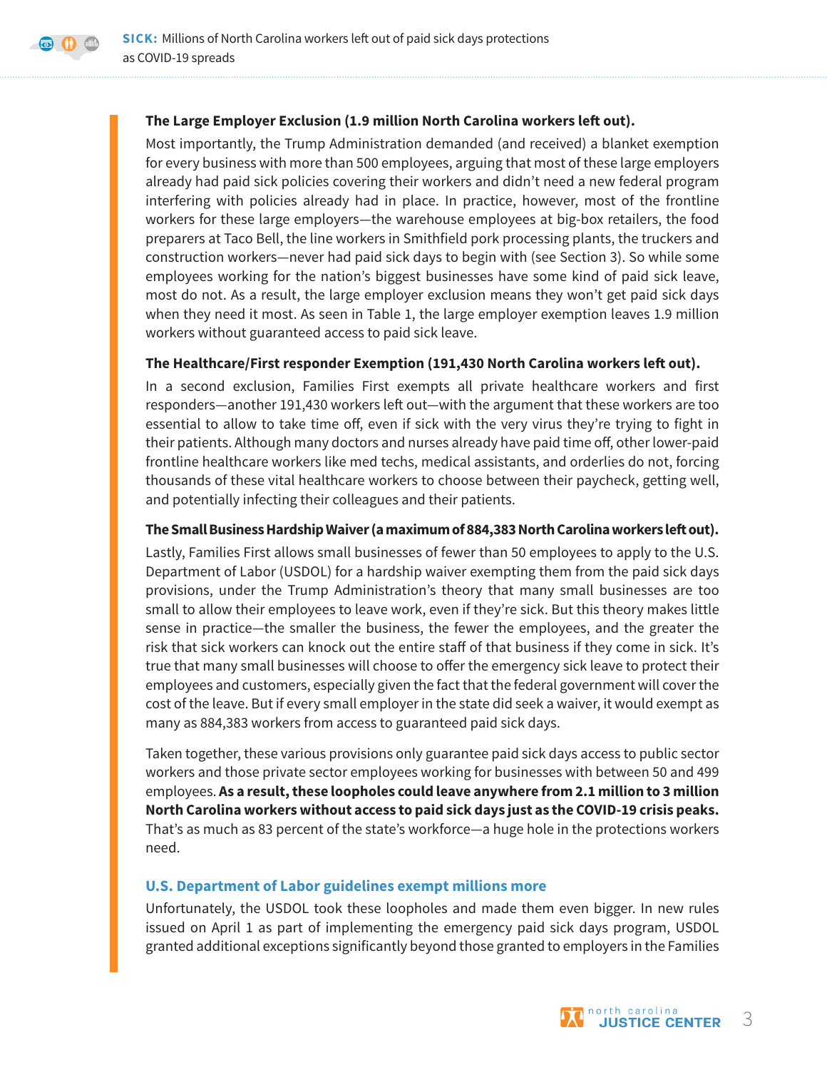**The Large Employer Exclusion (1.9 million North Carolina workers left out).**

Most importantly, the Trump Administration demanded (and received) a blanket exemption for every business with more than 500 employees, arguing that most of these large employers already had paid sick policies covering their workers and didn't need a new federal program interfering with policies already had in place. In practice, however, most of the frontline workers for these large employers—the warehouse employees at big-box retailers, the food preparers at Taco Bell, the line workers in Smithfield pork processing plants, the truckers and construction workers—never had paid sick days to begin with (see Section 3). So while some employees working for the nation's biggest businesses have some kind of paid sick leave, most do not. As a result, the large employer exclusion means they won't get paid sick days when they need it most. As seen in Table 1, the large employer exemption leaves 1.9 million workers without guaranteed access to paid sick leave.

**The Healthcare/First responder Exemption (191,430 North Carolina workers left out).**

In a second exclusion, Families First exempts all private healthcare workers and first responders—another 191,430 workers left out—with the argument that these workers are too essential to allow to take time off, even if sick with the very virus they're trying to fight in their patients. Although many doctors and nurses already have paid time off, other lower-paid frontline healthcare workers like med techs, medical assistants, and orderlies do not, forcing thousands of these vital healthcare workers to choose between their paycheck, getting well, and potentially infecting their colleagues and their patients.

**The Small Business Hardship Waiver (a maximum of 884,383 North Carolina workers left out).**

Lastly, Families First allows small businesses of fewer than 50 employees to apply to the U.S. Department of Labor (USDOL) for a hardship waiver exempting them from the paid sick days provisions, under the Trump Administration's theory that many small businesses are too small to allow their employees to leave work, even if they're sick. But this theory makes little sense in practice—the smaller the business, the fewer the employees, and the greater the risk that sick workers can knock out the entire staff of that business if they come in sick. It's true that many small businesses will choose to offer the emergency sick leave to protect their employees and customers, especially given the fact that the federal government will cover the cost of the leave. But if every small employer in the state did seek a waiver, it would exempt as many as 884,383 workers from access to guaranteed paid sick days.

Taken together, these various provisions only guarantee paid sick days access to public sector workers and those private sector employees working for businesses with between 50 and 499 employees. **As a result, these loopholes could leave anywhere from 2.1 million to 3 million North Carolina workers without access to paid sick days just as the COVID-19 crisis peaks.** That's as much as 83 percent of the state's workforce—a huge hole in the protections workers need.

## U.S. Department of Labor guidelines exempt millions more

Unfortunately, the USDOL took these loopholes and made them even bigger. In new rules issued on April 1 as part of implementing the emergency paid sick days program, USDOL granted additional exceptions significantly beyond those granted to employers in the Families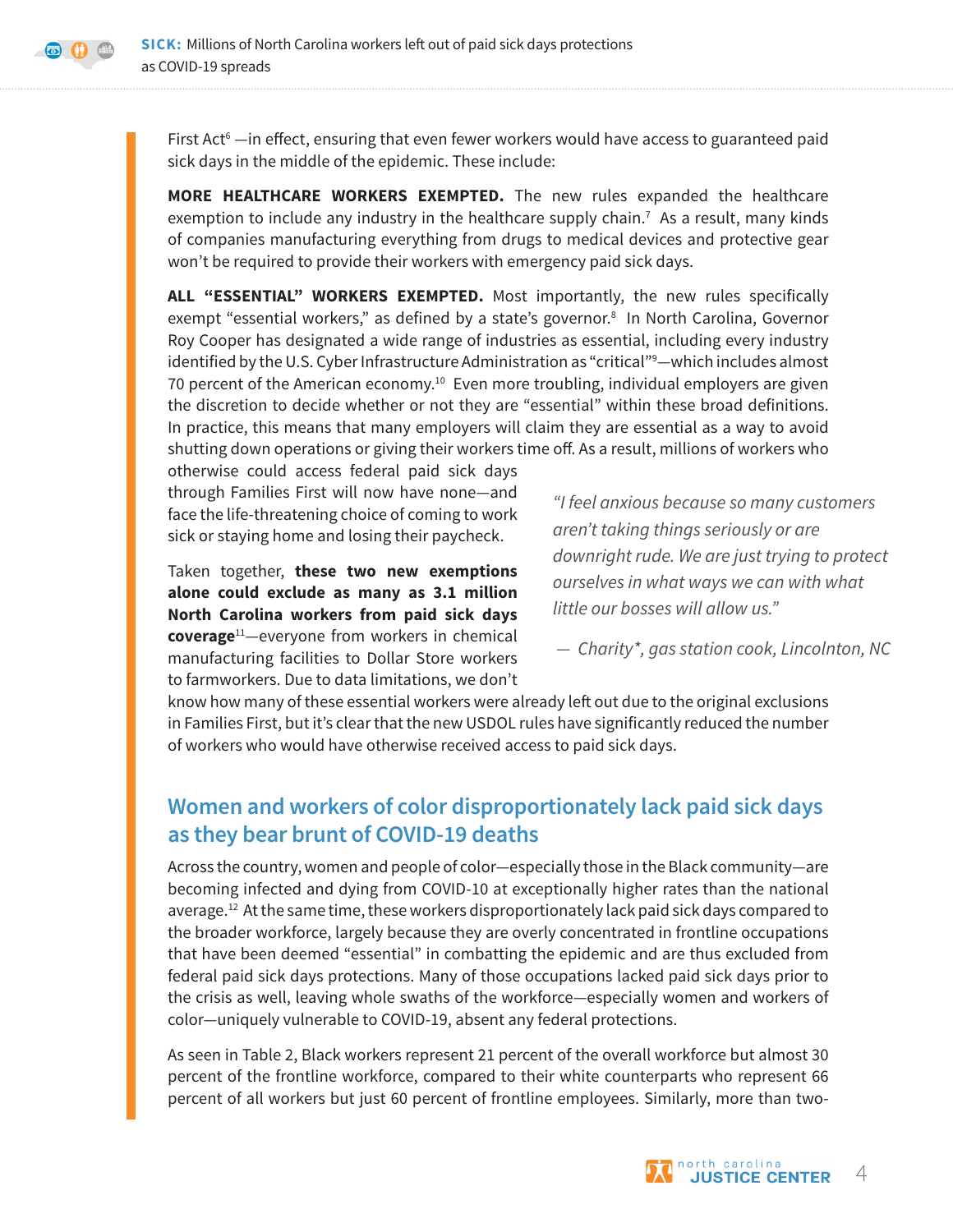First Act[6] —in effect, ensuring that even fewer workers would have access to guaranteed paid sick days in the middle of the epidemic. These include:

**MORE HEALTHCARE WORKERS EXEMPTED.** The new rules expanded the healthcare exemption to include any industry in the healthcare supply chain.[7] As a result, many kinds of companies manufacturing everything from drugs to medical devices and protective gear won't be required to provide their workers with emergency paid sick days.

**ALL "ESSENTIAL" WORKERS EXEMPTED.** Most importantly, the new rules specifically exempt "essential workers," as defined by a state's governor.[8] In North Carolina, Governor Roy Cooper has designated a wide range of industries as essential, including every industry identified by the U.S. Cyber Infrastructure Administration as "critical"[9]—which includes almost 70 percent of the American economy.[10] Even more troubling, individual employers are given the discretion to decide whether or not they are "essential" within these broad definitions. In practice, this means that many employers will claim they are essential as a way to avoid shutting down operations or giving their workers time off. As a result, millions of workers who otherwise could access federal paid sick days through Families First will now have none—and face the life-threatening choice of coming to work sick or staying home and losing their paycheck.

Taken together, **these two new exemptions alone could exclude as many as 3.1 million North Carolina workers from paid sick days coverage**[11]—everyone from workers in chemical manufacturing facilities to Dollar Store workers to farmworkers. Due to data limitations, we don't know how many of these essential workers were already left out due to the original exclusions in Families First, but it's clear that the new USDOL rules have significantly reduced the number of workers who would have otherwise received access to paid sick days.

> *"I feel anxious because so many customers aren't taking things seriously or are downright rude. We are just trying to protect ourselves in what ways we can with what little our bosses will allow us."*
>
> *— Charity*, gas station cook, Lincolnton, NC*

## Women and workers of color disproportionately lack paid sick days as they bear brunt of COVID-19 deaths

Across the country, women and people of color—especially those in the Black community—are becoming infected and dying from COVID-10 at exceptionally higher rates than the national average.[12] At the same time, these workers disproportionately lack paid sick days compared to the broader workforce, largely because they are overly concentrated in frontline occupations that have been deemed "essential" in combatting the epidemic and are thus excluded from federal paid sick days protections. Many of those occupations lacked paid sick days prior to the crisis as well, leaving whole swaths of the workforce—especially women and workers of color—uniquely vulnerable to COVID-19, absent any federal protections.

As seen in Table 2, Black workers represent 21 percent of the overall workforce but almost 30 percent of the frontline workforce, compared to their white counterparts who represent 66 percent of all workers but just 60 percent of frontline employees. Similarly, more than two-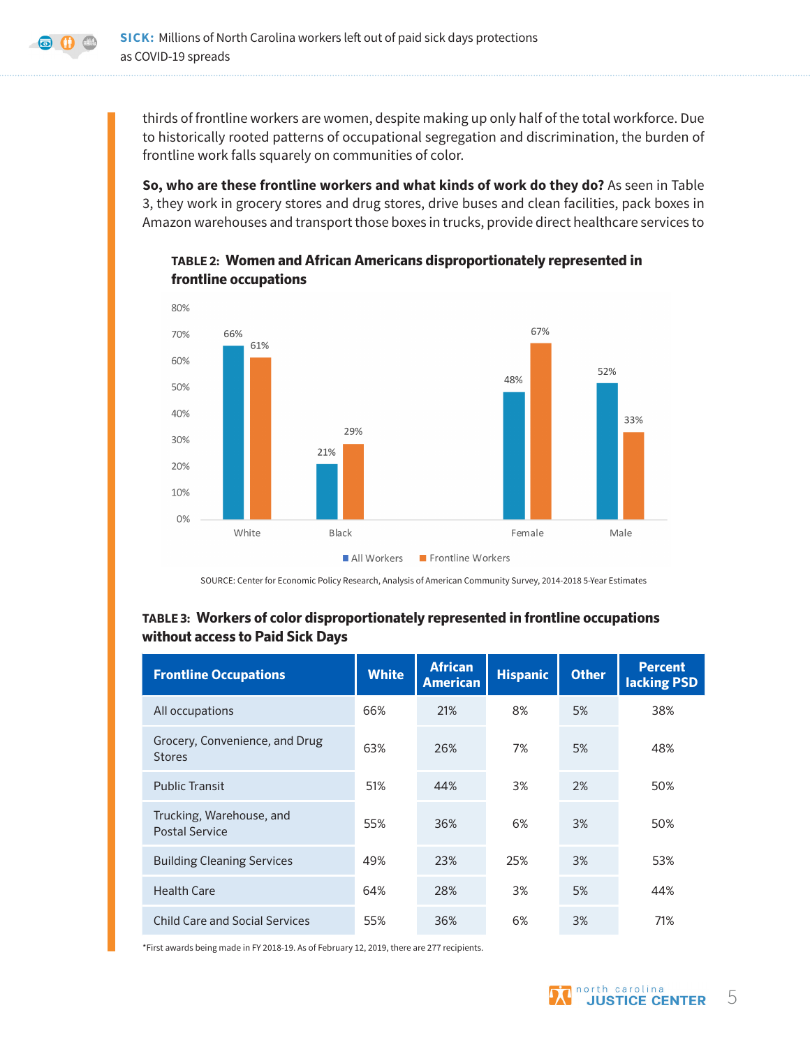thirds of frontline workers are women, despite making up only half of the total workforce. Due to historically rooted patterns of occupational segregation and discrimination, the burden of frontline work falls squarely on communities of color.

**So, who are these frontline workers and what kinds of work do they do?** As seen in Table 3, they work in grocery stores and drug stores, drive buses and clean facilities, pack boxes in Amazon warehouses and transport those boxes in trucks, provide direct healthcare services to

**TABLE 2: Women and African Americans disproportionately represented in frontline occupations**

| | All Workers | Frontline Workers |
|---|---|---|
| White | 66% | 61% |
| Black | 21% | 29% |
| Female | 48% | 67% |
| Male | 52% | 33% |

SOURCE: Center for Economic Policy Research, Analysis of American Community Survey, 2014-2018 5-Year Estimates

**TABLE 3: Workers of color disproportionately represented in frontline occupations without access to Paid Sick Days**

| Frontline Occupations | White | African American | Hispanic | Other | Percent lacking PSD |
|---|---|---|---|---|---|
| All occupations | 66% | 21% | 8% | 5% | 38% |
| Grocery, Convenience, and Drug Stores | 63% | 26% | 7% | 5% | 48% |
| Public Transit | 51% | 44% | 3% | 2% | 50% |
| Trucking, Warehouse, and Postal Service | 55% | 36% | 6% | 3% | 50% |
| Building Cleaning Services | 49% | 23% | 25% | 3% | 53% |
| Health Care | 64% | 28% | 3% | 5% | 44% |
| Child Care and Social Services | 55% | 36% | 6% | 3% | 71% |

*First awards being made in FY 2018-19. As of February 12, 2019, there are 277 recipients.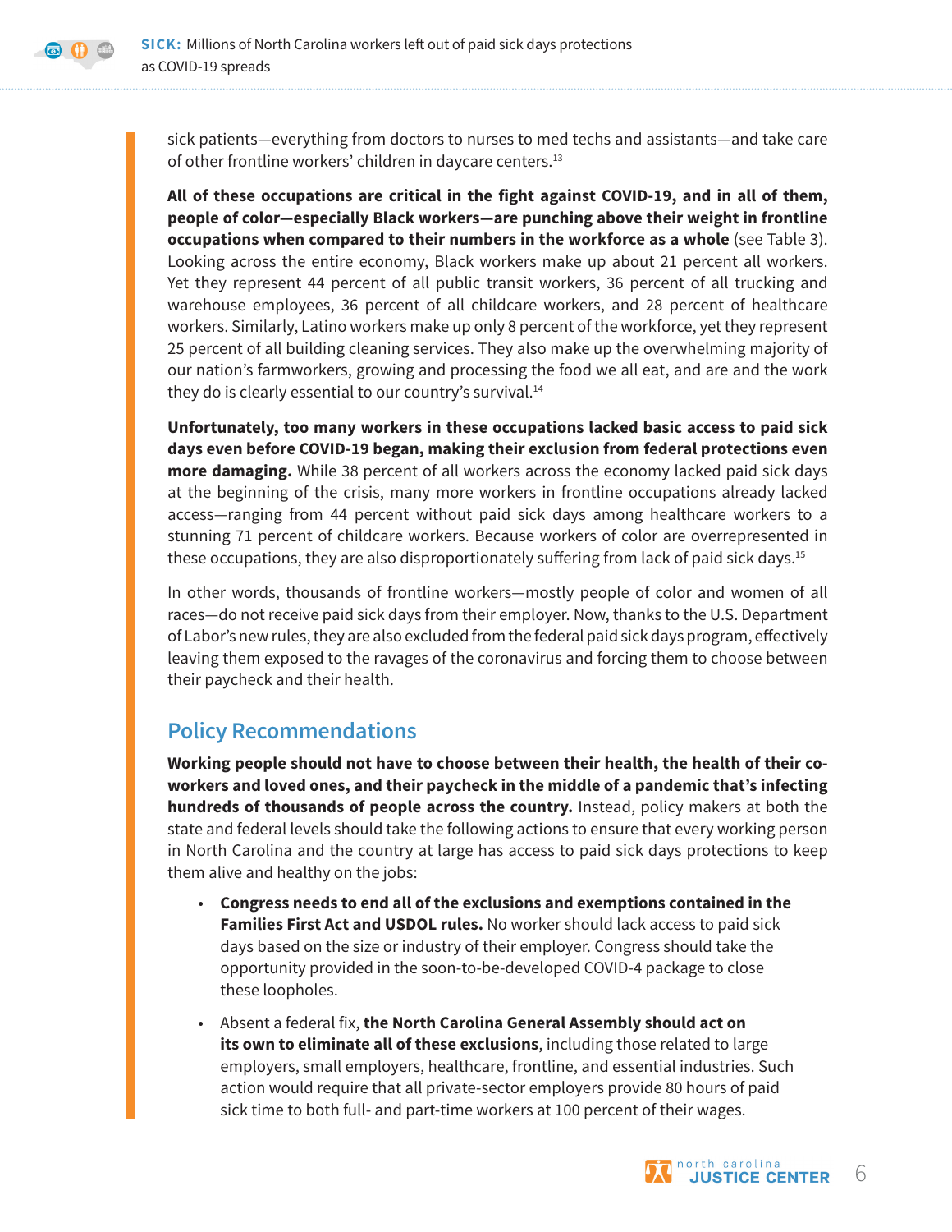sick patients—everything from doctors to nurses to med techs and assistants—and take care of other frontline workers' children in daycare centers.[13]

**All of these occupations are critical in the fight against COVID-19, and in all of them, people of color—especially Black workers—are punching above their weight in frontline occupations when compared to their numbers in the workforce as a whole** (see Table 3). Looking across the entire economy, Black workers make up about 21 percent all workers. Yet they represent 44 percent of all public transit workers, 36 percent of all trucking and warehouse employees, 36 percent of all childcare workers, and 28 percent of healthcare workers. Similarly, Latino workers make up only 8 percent of the workforce, yet they represent 25 percent of all building cleaning services. They also make up the overwhelming majority of our nation's farmworkers, growing and processing the food we all eat, and are and the work they do is clearly essential to our country's survival.[14]

**Unfortunately, too many workers in these occupations lacked basic access to paid sick days even before COVID-19 began, making their exclusion from federal protections even more damaging.** While 38 percent of all workers across the economy lacked paid sick days at the beginning of the crisis, many more workers in frontline occupations already lacked access—ranging from 44 percent without paid sick days among healthcare workers to a stunning 71 percent of childcare workers. Because workers of color are overrepresented in these occupations, they are also disproportionately suffering from lack of paid sick days.[15]

In other words, thousands of frontline workers—mostly people of color and women of all races—do not receive paid sick days from their employer. Now, thanks to the U.S. Department of Labor's new rules, they are also excluded from the federal paid sick days program, effectively leaving them exposed to the ravages of the coronavirus and forcing them to choose between their paycheck and their health.

## Policy Recommendations

**Working people should not have to choose between their health, the health of their co-workers and loved ones, and their paycheck in the middle of a pandemic that's infecting hundreds of thousands of people across the country.** Instead, policy makers at both the state and federal levels should take the following actions to ensure that every working person in North Carolina and the country at large has access to paid sick days protections to keep them alive and healthy on the jobs:

- **Congress needs to end all of the exclusions and exemptions contained in the Families First Act and USDOL rules.** No worker should lack access to paid sick days based on the size or industry of their employer. Congress should take the opportunity provided in the soon-to-be-developed COVID-4 package to close these loopholes.
- Absent a federal fix, **the North Carolina General Assembly should act on its own to eliminate all of these exclusions**, including those related to large employers, small employers, healthcare, frontline, and essential industries. Such action would require that all private-sector employers provide 80 hours of paid sick time to both full- and part-time workers at 100 percent of their wages.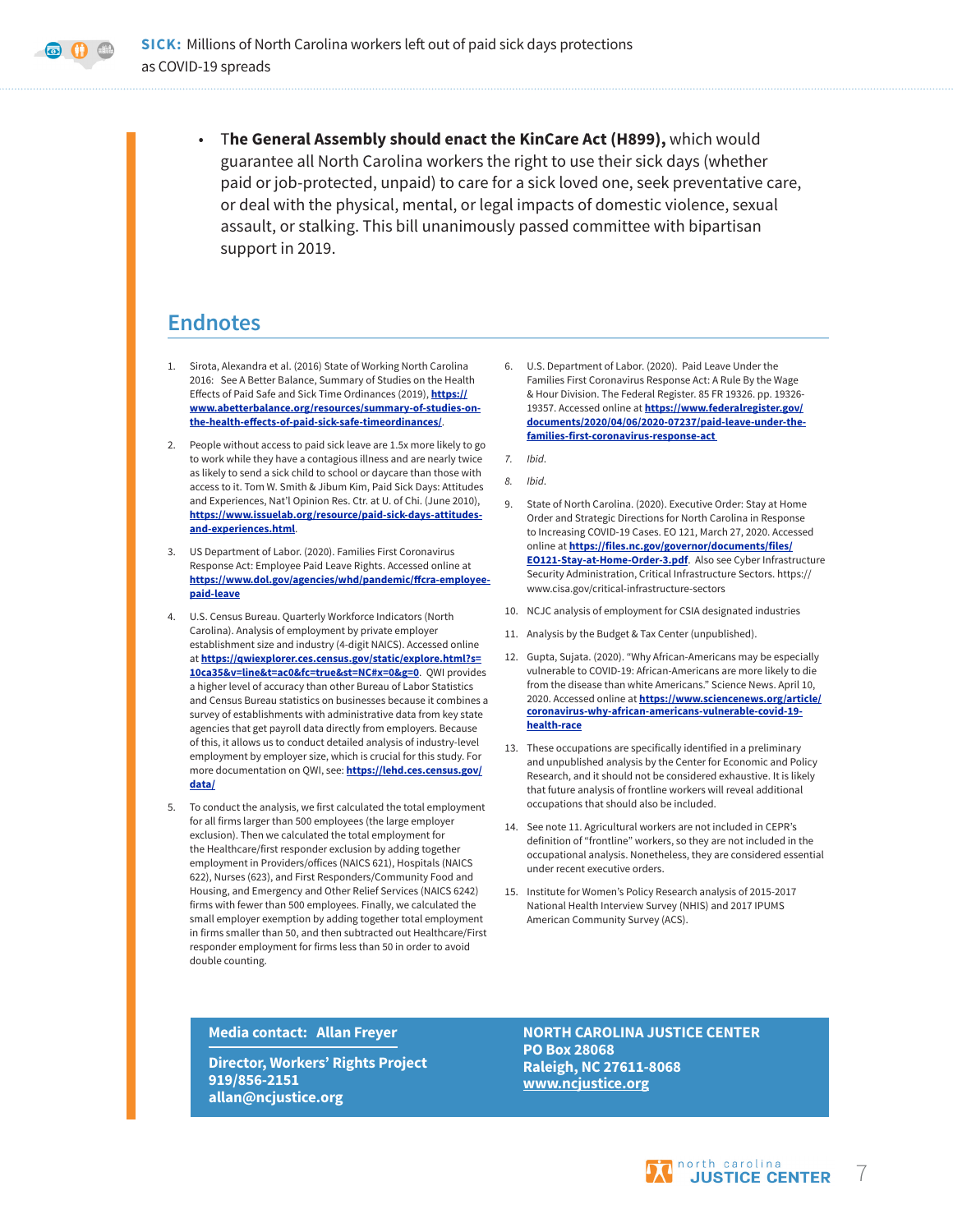- **The General Assembly should enact the KinCare Act (H899),** which would guarantee all North Carolina workers the right to use their sick days (whether paid or job-protected, unpaid) to care for a sick loved one, seek preventative care, or deal with the physical, mental, or legal impacts of domestic violence, sexual assault, or stalking. This bill unanimously passed committee with bipartisan support in 2019.

## Endnotes

1. Sirota, Alexandra et al. (2016) State of Working North Carolina 2016: See A Better Balance, Summary of Studies on the Health Effects of Paid Safe and Sick Time Ordinances (2019), **https://www.abetterbalance.org/resources/summary-of-studies-on-the-health-effects-of-paid-sick-safe-timeordinances/**.
2. People without access to paid sick leave are 1.5x more likely to go to work while they have a contagious illness and are nearly twice as likely to send a sick child to school or daycare than those with access to it. Tom W. Smith & Jibum Kim, Paid Sick Days: Attitudes and Experiences, Nat'l Opinion Res. Ctr. at U. of Chi. (June 2010), **https://www.issuelab.org/resource/paid-sick-days-attitudes-and-experiences.html**.
3. US Department of Labor. (2020). Families First Coronavirus Response Act: Employee Paid Leave Rights. Accessed online at **https://www.dol.gov/agencies/whd/pandemic/ffcra-employee-paid-leave**
4. U.S. Census Bureau. Quarterly Workforce Indicators (North Carolina). Analysis of employment by private employer establishment size and industry (4-digit NAICS). Accessed online at **https://qwiexplorer.ces.census.gov/static/explore.html?s=10ca35&v=line&t=ac0&fc=true&st=NC#x=0&g=0**. QWI provides a higher level of accuracy than other Bureau of Labor Statistics and Census Bureau statistics on businesses because it combines a survey of establishments with administrative data from key state agencies that get payroll data directly from employers. Because of this, it allows us to conduct detailed analysis of industry-level employment by employer size, which is crucial for this study. For more documentation on QWI, see: **https://lehd.ces.census.gov/data/**
5. To conduct the analysis, we first calculated the total employment for all firms larger than 500 employees (the large employer exclusion). Then we calculated the total employment for the Healthcare/first responder exclusion by adding together employment in Providers/offices (NAICS 621), Hospitals (NAICS 622), Nurses (623), and First Responders/Community Food and Housing, and Emergency and Other Relief Services (NAICS 6242) firms with fewer than 500 employees. Finally, we calculated the small employer exemption by adding together total employment in firms smaller than 50, and then subtracted out Healthcare/First responder employment for firms less than 50 in order to avoid double counting.
6. U.S. Department of Labor. (2020). Paid Leave Under the Families First Coronavirus Response Act: A Rule By the Wage & Hour Division. The Federal Register. 85 FR 19326. pp. 19326-19357. Accessed online at **https://www.federalregister.gov/documents/2020/04/06/2020-07237/paid-leave-under-the-families-first-coronavirus-response-act**
7. *Ibid.*
8. *Ibid.*
9. State of North Carolina. (2020). Executive Order: Stay at Home Order and Strategic Directions for North Carolina in Response to Increasing COVID-19 Cases. EO 121, March 27, 2020. Accessed online at **https://files.nc.gov/governor/documents/files/EO121-Stay-at-Home-Order-3.pdf**. Also see Cyber Infrastructure Security Administration, Critical Infrastructure Sectors. https://www.cisa.gov/critical-infrastructure-sectors
10. NCJC analysis of employment for CSIA designated industries
11. Analysis by the Budget & Tax Center (unpublished).
12. Gupta, Sujata. (2020). "Why African-Americans may be especially vulnerable to COVID-19: African-Americans are more likely to die from the disease than white Americans." Science News. April 10, 2020. Accessed online at **https://www.sciencenews.org/article/coronavirus-why-african-americans-vulnerable-covid-19-health-race**
13. These occupations are specifically identified in a preliminary and unpublished analysis by the Center for Economic and Policy Research, and it should not be considered exhaustive. It is likely that future analysis of frontline workers will reveal additional occupations that should also be included.
14. See note 11. Agricultural workers are not included in CEPR's definition of "frontline" workers, so they are not included in the occupational analysis. Nonetheless, they are considered essential under recent executive orders.
15. Institute for Women's Policy Research analysis of 2015-2017 National Health Interview Survey (NHIS) and 2017 IPUMS American Community Survey (ACS).

**Media contact: Allan Freyer**

**Director, Workers' Rights Project**
**919/856-2151**
**allan@ncjustice.org**

**NORTH CAROLINA JUSTICE CENTER**
**PO Box 28068**
**Raleigh, NC 27611-8068**
**www.ncjustice.org**